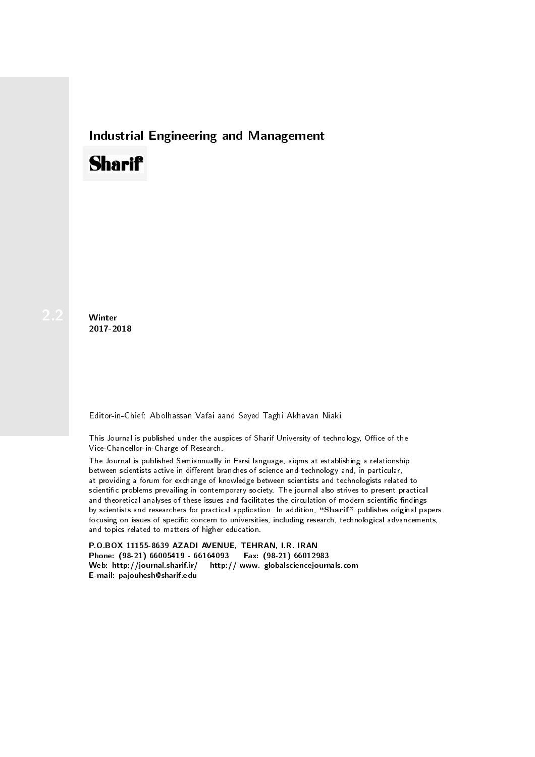# Industrial Engineering and Management

**Sharif**

2.2

**Winter**
**2017-2018**

Editor-in-Chief: Abolhassan Vafai aand Seyed Taghi Akhavan Niaki

This Journal is published under the auspices of Sharif University of technology, Office of the Vice-Chancellor-in-Charge of Research.

The Journal is published Semiannually in Farsi language, aiqms at establishing a relationship between scientists active in different branches of science and technology and, in particular, at providing a forum for exchange of knowledge between scientists and technologists related to scientific problems prevailing in contemporary society. The journal also strives to present practical and theoretical analyses of these issues and facilitates the circulation of modern scientific findings by scientists and researchers for practical application. In addition, "**Sharif**" publishes original papers focusing on issues of specific concern to universities, including research, technological advancements, and topics related to matters of higher education.

**P.O.BOX 11155-8639 AZADI AVENUE, TEHRAN, I.R. IRAN**
**Phone: (98-21) 66005419 - 66164093 Fax: (98-21) 66012983**
**Web: http://journal.sharif.ir/ http:// www. globalsciencejournals.com**
**E-mail: pajouhesh@sharif.edu**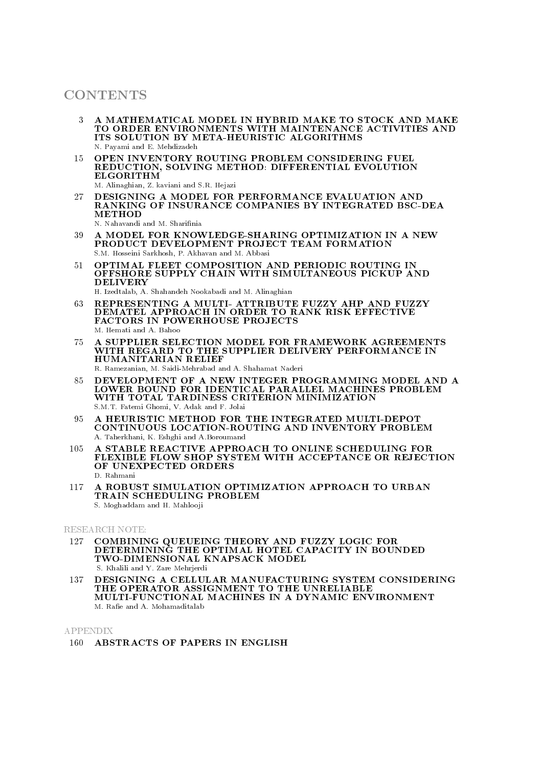# CONTENTS

3 **A MATHEMATICAL MODEL IN HYBRID MAKE TO STOCK AND MAKE TO ORDER ENVIRONMENTS WITH MAINTENANCE ACTIVITIES AND ITS SOLUTION BY META-HEURISTIC ALGORITHMS**
N. Payami and E. Mehdizadeh

15 **OPEN INVENTORY ROUTING PROBLEM CONSIDERING FUEL REDUCTION, SOLVING METHOD: DIFFERENTIAL EVOLUTION ELGORITHM**
M. Alinaghian, Z. kaviani and S.R. Hejazi

27 **DESIGNING A MODEL FOR PERFORMANCE EVALUATION AND RANKING OF INSURANCE COMPANIES BY INTEGRATED BSC-DEA METHOD**
N. Nahavandi and M. Sharifinia

39 **A MODEL FOR KNOWLEDGE-SHARING OPTIMIZATION IN A NEW PRODUCT DEVELOPMENT PROJECT TEAM FORMATION**
S.M. Hosseini Sarkhosh, P. Akhavan and M. Abbasi

51 **OPTIMAL FLEET COMPOSITION AND PERIODIC ROUTING IN OFFSHORE SUPPLY CHAIN WITH SIMULTANEOUS PICKUP AND DELIVERY**
H. Izedtalab, A. Shahandeh Nookabadi and M. Alinaghian

63 **REPRESENTING A MULTI- ATTRIBUTE FUZZY AHP AND FUZZY DEMATEL APPROACH IN ORDER TO RANK RISK EFFECTIVE FACTORS IN POWERHOUSE PROJECTS**
M. Hemati and A. Bahoo

75 **A SUPPLIER SELECTION MODEL FOR FRAMEWORK AGREEMENTS WITH REGARD TO THE SUPPLIER DELIVERY PERFORMANCE IN HUMANITARIAN RELIEF**
R. Ramezanian, M. Saidi-Mehrabad and A. Shahamat Naderi

85 **DEVELOPMENT OF A NEW INTEGER PROGRAMMING MODEL AND A LOWER BOUND FOR IDENTICAL PARALLEL MACHINES PROBLEM WITH TOTAL TARDINESS CRITERION MINIMIZATION**
S.M.T. Fatemi Ghomi, V. Adak and F. Jolai

95 **A HEURISTIC METHOD FOR THE INTEGRATED MULTI-DEPOT CONTINUOUS LOCATION-ROUTING AND INVENTORY PROBLEM**
A. Taherkhani, K. Eshghi and A.Boroumand

105 **A STABLE REACTIVE APPROACH TO ONLINE SCHEDULING FOR FLEXIBLE FLOW SHOP SYSTEM WITH ACCEPTANCE OR REJECTION OF UNEXPECTED ORDERS**
D. Rahmani

117 **A ROBUST SIMULATION OPTIMIZATION APPROACH TO URBAN TRAIN SCHEDULING PROBLEM**
S. Moghaddam and H. Mahlooji

## RESEARCH NOTE:

127 **COMBINING QUEUEING THEORY AND FUZZY LOGIC FOR DETERMINING THE OPTIMAL HOTEL CAPACITY IN BOUNDED TWO-DIMENSIONAL KNAPSACK MODEL**
S. Khalili and Y. Zare Mehrjerdi

137 **DESIGNING A CELLULAR MANUFACTURING SYSTEM CONSIDERING THE OPERATOR ASSIGNMENT TO THE UNRELIABLE MULTI-FUNCTIONAL MACHINES IN A DYNAMIC ENVIRONMENT**
M. Rafie and A. Mohamaditalab

## APPENDIX

160 **ABSTRACTS OF PAPERS IN ENGLISH**